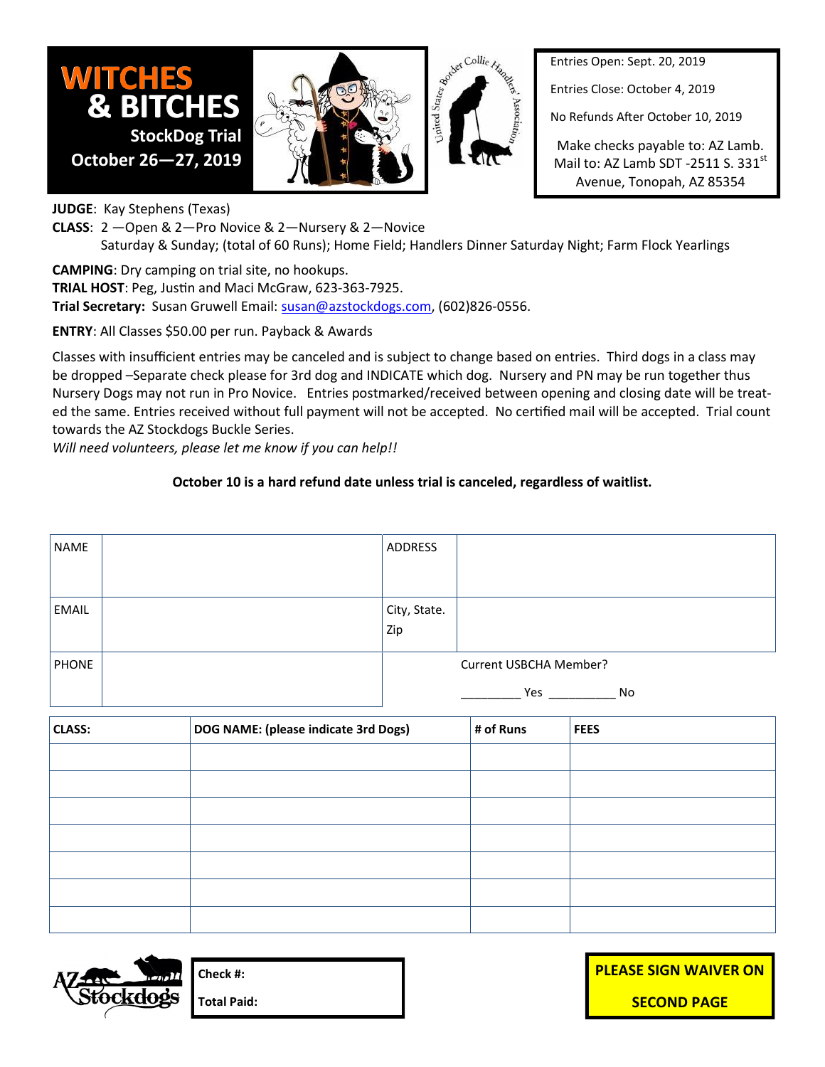# WITCHES & BITCHES

## StockDog Trial

**October 26—27, 2019**

Entries Open: Sept. 20, 2019

Entries Close: October 4, 2019

No Refunds After October 10, 2019

Make checks payable to: AZ Lamb. Mail to: AZ Lamb SDT -2511 S. 331st Avenue, Tonopah, AZ 85354

**JUDGE**: Kay Stephens (Texas)

**CLASS**: 2 —Open & 2—Pro Novice & 2—Nursery & 2—Novice
Saturday & Sunday; (total of 60 Runs); Home Field; Handlers Dinner Saturday Night; Farm Flock Yearlings

**CAMPING**: Dry camping on trial site, no hookups.

**TRIAL HOST**: Peg, Justin and Maci McGraw, 623-363-7925.

**Trial Secretary:** Susan Gruwell Email: susan@azstockdogs.com, (602)826-0556.

**ENTRY**: All Classes $50.00 per run. Payback & Awards

Classes with insufficient entries may be canceled and is subject to change based on entries. Third dogs in a class may be dropped –Separate check please for 3rd dog and INDICATE which dog. Nursery and PN may be run together thus Nursery Dogs may not run in Pro Novice. Entries postmarked/received between opening and closing date will be treated the same. Entries received without full payment will not be accepted. No certified mail will be accepted. Trial count towards the AZ Stockdogs Buckle Series.

*Will need volunteers, please let me know if you can help!!*

**October 10 is a hard refund date unless trial is canceled, regardless of waitlist.**

| NAME | | ADDRESS | |
|---|---|---|---|
| EMAIL | | City, State. Zip | |
| PHONE | | Current USBCHA Member? _________ Yes __________ No | |

| CLASS: | DOG NAME: (please indicate 3rd Dogs) | # of Runs | FEES |
|---|---|---|---|
| | | | |
| | | | |
| | | | |
| | | | |
| | | | |
| | | | |
| | | | |

AZ Stockdogs

| Check #: |
|---|
| Total Paid: |

**PLEASE SIGN WAIVER ON SECOND PAGE**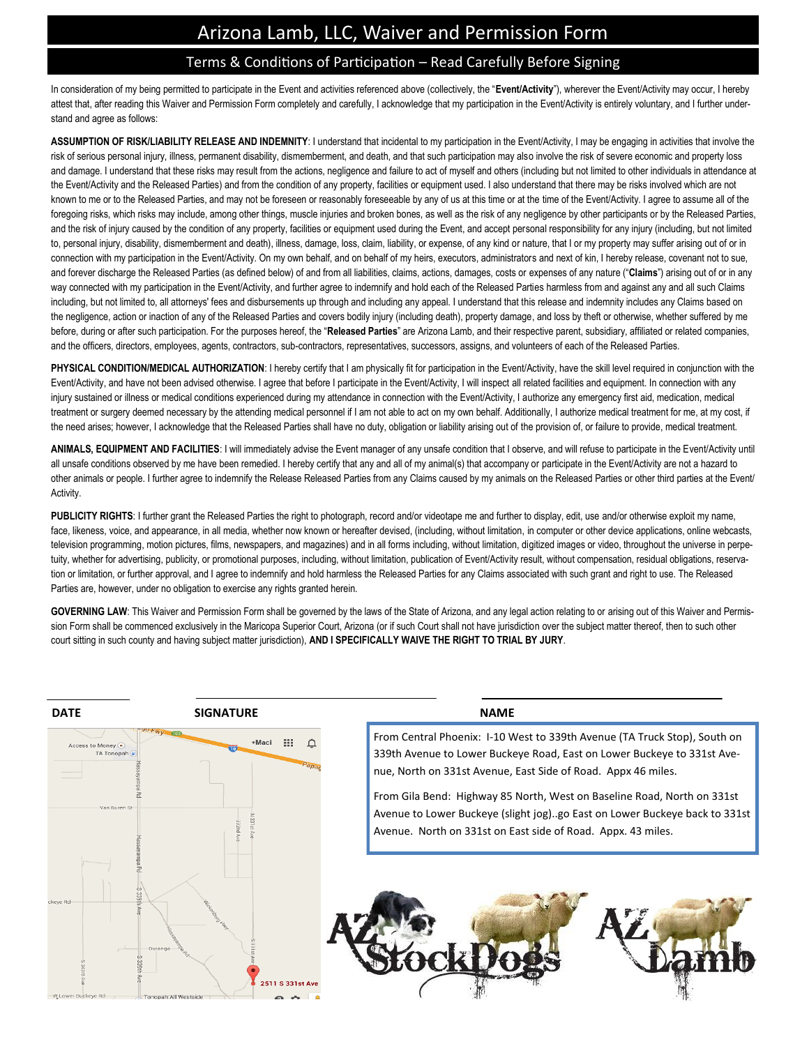# Arizona Lamb, LLC, Waiver and Permission Form

## Terms & Conditions of Participation – Read Carefully Before Signing

In consideration of my being permitted to participate in the Event and activities referenced above (collectively, the "**Event/Activity**"), wherever the Event/Activity may occur, I hereby attest that, after reading this Waiver and Permission Form completely and carefully, I acknowledge that my participation in the Event/Activity is entirely voluntary, and I further understand and agree as follows:

**ASSUMPTION OF RISK/LIABILITY RELEASE AND INDEMNITY**: I understand that incidental to my participation in the Event/Activity, I may be engaging in activities that involve the risk of serious personal injury, illness, permanent disability, dismemberment, and death, and that such participation may also involve the risk of severe economic and property loss and damage. I understand that these risks may result from the actions, negligence and failure to act of myself and others (including but not limited to other individuals in attendance at the Event/Activity and the Released Parties) and from the condition of any property, facilities or equipment used. I also understand that there may be risks involved which are not known to me or to the Released Parties, and may not be foreseen or reasonably foreseeable by any of us at this time or at the time of the Event/Activity. I agree to assume all of the foregoing risks, which risks may include, among other things, muscle injuries and broken bones, as well as the risk of any negligence by other participants or by the Released Parties, and the risk of injury caused by the condition of any property, facilities or equipment used during the Event, and accept personal responsibility for any injury (including, but not limited to, personal injury, disability, dismemberment and death), illness, damage, loss, claim, liability, or expense, of any kind or nature, that I or my property may suffer arising out of or in connection with my participation in the Event/Activity. On my own behalf, and on behalf of my heirs, executors, administrators and next of kin, I hereby release, covenant not to sue, and forever discharge the Released Parties (as defined below) of and from all liabilities, claims, actions, damages, costs or expenses of any nature ("**Claims**") arising out of or in any way connected with my participation in the Event/Activity, and further agree to indemnify and hold each of the Released Parties harmless from and against any and all such Claims including, but not limited to, all attorneys' fees and disbursements up through and including any appeal. I understand that this release and indemnity includes any Claims based on the negligence, action or inaction of any of the Released Parties and covers bodily injury (including death), property damage, and loss by theft or otherwise, whether suffered by me before, during or after such participation. For the purposes hereof, the "**Released Parties**" are Arizona Lamb, and their respective parent, subsidiary, affiliated or related companies, and the officers, directors, employees, agents, contractors, sub-contractors, representatives, successors, assigns, and volunteers of each of the Released Parties.

**PHYSICAL CONDITION/MEDICAL AUTHORIZATION**: I hereby certify that I am physically fit for participation in the Event/Activity, have the skill level required in conjunction with the Event/Activity, and have not been advised otherwise. I agree that before I participate in the Event/Activity, I will inspect all related facilities and equipment. In connection with any injury sustained or illness or medical conditions experienced during my attendance in connection with the Event/Activity, I authorize any emergency first aid, medication, medical treatment or surgery deemed necessary by the attending medical personnel if I am not able to act on my own behalf. Additionally, I authorize medical treatment for me, at my cost, if the need arises; however, I acknowledge that the Released Parties shall have no duty, obligation or liability arising out of the provision of, or failure to provide, medical treatment.

**ANIMALS, EQUIPMENT AND FACILITIES**: I will immediately advise the Event manager of any unsafe condition that I observe, and will refuse to participate in the Event/Activity until all unsafe conditions observed by me have been remedied. I hereby certify that any and all of my animal(s) that accompany or participate in the Event/Activity are not a hazard to other animals or people. I further agree to indemnify the Release Released Parties from any Claims caused by my animals on the Released Parties or other third parties at the Event/Activity.

**PUBLICITY RIGHTS**: I further grant the Released Parties the right to photograph, record and/or videotape me and further to display, edit, use and/or otherwise exploit my name, face, likeness, voice, and appearance, in all media, whether now known or hereafter devised, (including, without limitation, in computer or other device applications, online webcasts, television programming, motion pictures, films, newspapers, and magazines) and in all forms including, without limitation, digitized images or video, throughout the universe in perpetuity, whether for advertising, publicity, or promotional purposes, including, without limitation, publication of Event/Activity result, without compensation, residual obligations, reservation or limitation, or further approval, and I agree to indemnify and hold harmless the Released Parties for any Claims associated with such grant and right to use. The Released Parties are, however, under no obligation to exercise any rights granted herein.

**GOVERNING LAW**: This Waiver and Permission Form shall be governed by the laws of the State of Arizona, and any legal action relating to or arising out of this Waiver and Permission Form shall be commenced exclusively in the Maricopa Superior Court, Arizona (or if such Court shall not have jurisdiction over the subject matter thereof, then to such other court sitting in such county and having subject matter jurisdiction), **AND I SPECIFICALLY WAIVE THE RIGHT TO TRIAL BY JURY**.

______________ ______________________________ ______________________________

**DATE** **SIGNATURE** **NAME**

From Central Phoenix: I-10 West to 339th Avenue (TA Truck Stop), South on 339th Avenue to Lower Buckeye Road, East on Lower Buckeye to 331st Avenue, North on 331st Avenue, East Side of Road. Appx 46 miles.

From Gila Bend: Highway 85 North, West on Baseline Road, North on 331st Avenue to Lower Buckeye (slight jog)..go East on Lower Buckeye back to 331st Avenue. North on 331st on East side of Road. Appx. 43 miles.

2511 S 331st Ave

AZ StockDogs

AZ Lamb